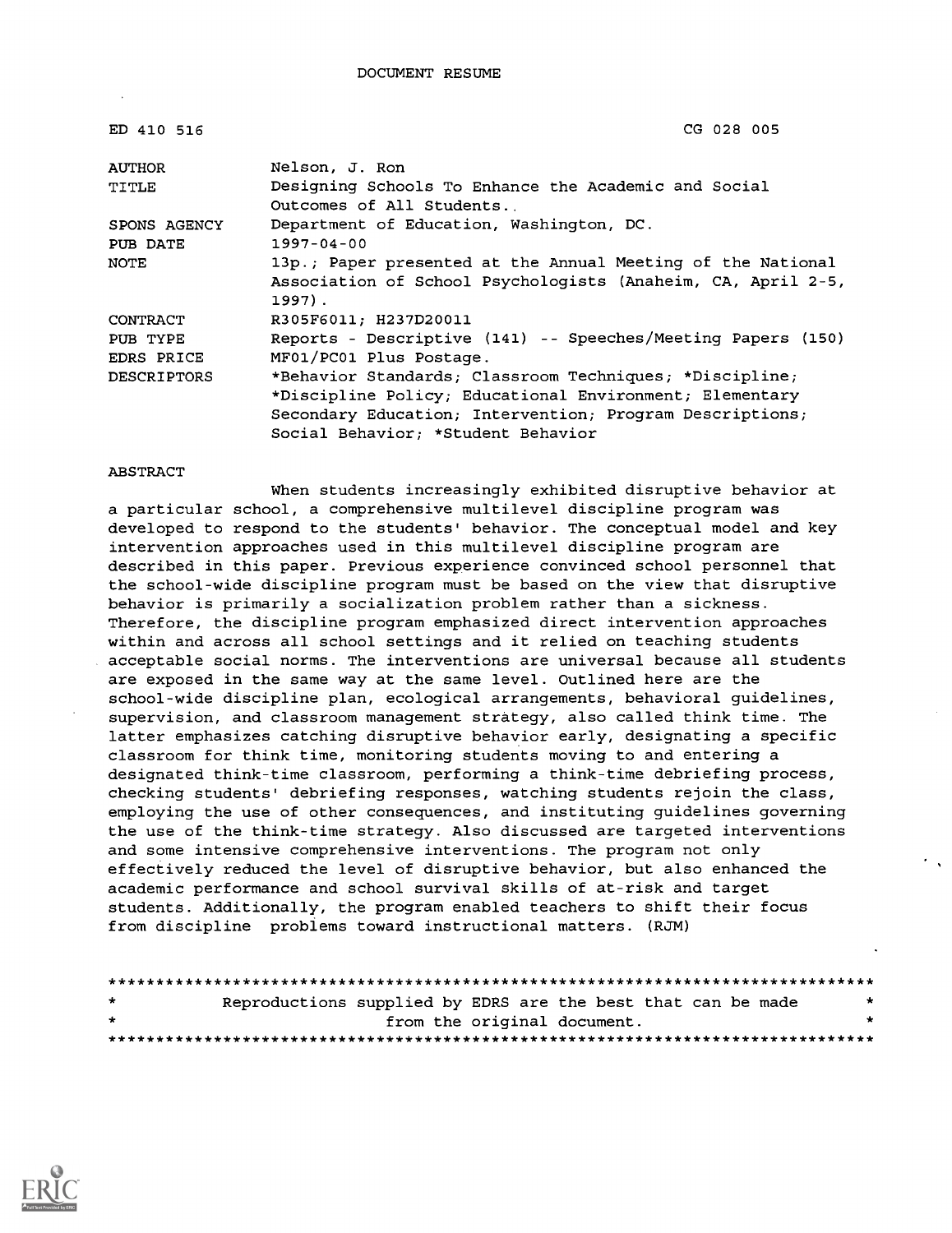DOCUMENT RESUME

| | |
|---|---|
| ED 410 516 | CG 028 005 |
| AUTHOR | Nelson, J. Ron |
| TITLE | Designing Schools To Enhance the Academic and Social Outcomes of All Students.. |
| SPONS AGENCY | Department of Education, Washington, DC. |
| PUB DATE | 1997-04-00 |
| NOTE | 13p.; Paper presented at the Annual Meeting of the National Association of School Psychologists (Anaheim, CA, April 2-5, 1997). |
| CONTRACT | R305F6011; H237D20011 |
| PUB TYPE | Reports - Descriptive (141) -- Speeches/Meeting Papers (150) |
| EDRS PRICE | MF01/PC01 Plus Postage. |
| DESCRIPTORS | *Behavior Standards; Classroom Techniques; *Discipline; *Discipline Policy; Educational Environment; Elementary Secondary Education; Intervention; Program Descriptions; Social Behavior; *Student Behavior |

ABSTRACT

When students increasingly exhibited disruptive behavior at a particular school, a comprehensive multilevel discipline program was developed to respond to the students' behavior. The conceptual model and key intervention approaches used in this multilevel discipline program are described in this paper. Previous experience convinced school personnel that the school-wide discipline program must be based on the view that disruptive behavior is primarily a socialization problem rather than a sickness. Therefore, the discipline program emphasized direct intervention approaches within and across all school settings and it relied on teaching students acceptable social norms. The interventions are universal because all students are exposed in the same way at the same level. Outlined here are the school-wide discipline plan, ecological arrangements, behavioral guidelines, supervision, and classroom management strategy, also called think time. The latter emphasizes catching disruptive behavior early, designating a specific classroom for think time, monitoring students moving to and entering a designated think-time classroom, performing a think-time debriefing process, checking students' debriefing responses, watching students rejoin the class, employing the use of other consequences, and instituting guidelines governing the use of the think-time strategy. Also discussed are targeted interventions and some intensive comprehensive interventions. The program not only effectively reduced the level of disruptive behavior, but also enhanced the academic performance and school survival skills of at-risk and target students. Additionally, the program enabled teachers to shift their focus from discipline problems toward instructional matters. (RJM)

********************************************************************************
* Reproductions supplied by EDRS are the best that can be made *
* from the original document. *
********************************************************************************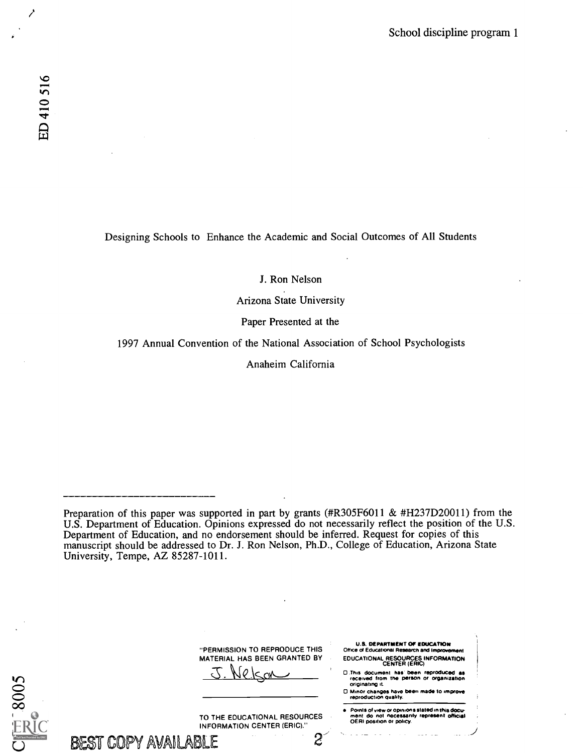Designing Schools to Enhance the Academic and Social Outcomes of All Students

J. Ron Nelson

Arizona State University

Paper Presented at the

1997 Annual Convention of the National Association of School Psychologists

Anaheim California

---

Preparation of this paper was supported in part by grants (#R305F6011 & #H237D20011) from the U.S. Department of Education. Opinions expressed do not necessarily reflect the position of the U.S. Department of Education, and no endorsement should be inferred. Request for copies of this manuscript should be addressed to Dr. J. Ron Nelson, Ph.D., College of Education, Arizona State University, Tempe, AZ 85287-1011.

"PERMISSION TO REPRODUCE THIS MATERIAL HAS BEEN GRANTED BY

J. Nelson

TO THE EDUCATIONAL RESOURCES INFORMATION CENTER (ERIC)."

U.S. DEPARTMENT OF EDUCATION
Office of Educational Research and Improvement
EDUCATIONAL RESOURCES INFORMATION CENTER (ERIC)

- This document has been reproduced as received from the person or organization originating it.
- Minor changes have been made to improve reproduction quality.
- Points of view or opinions stated in this document do not necessarily represent official OERI position or policy.

ED 410 516

CE 8005

BEST COPY AVAILABLE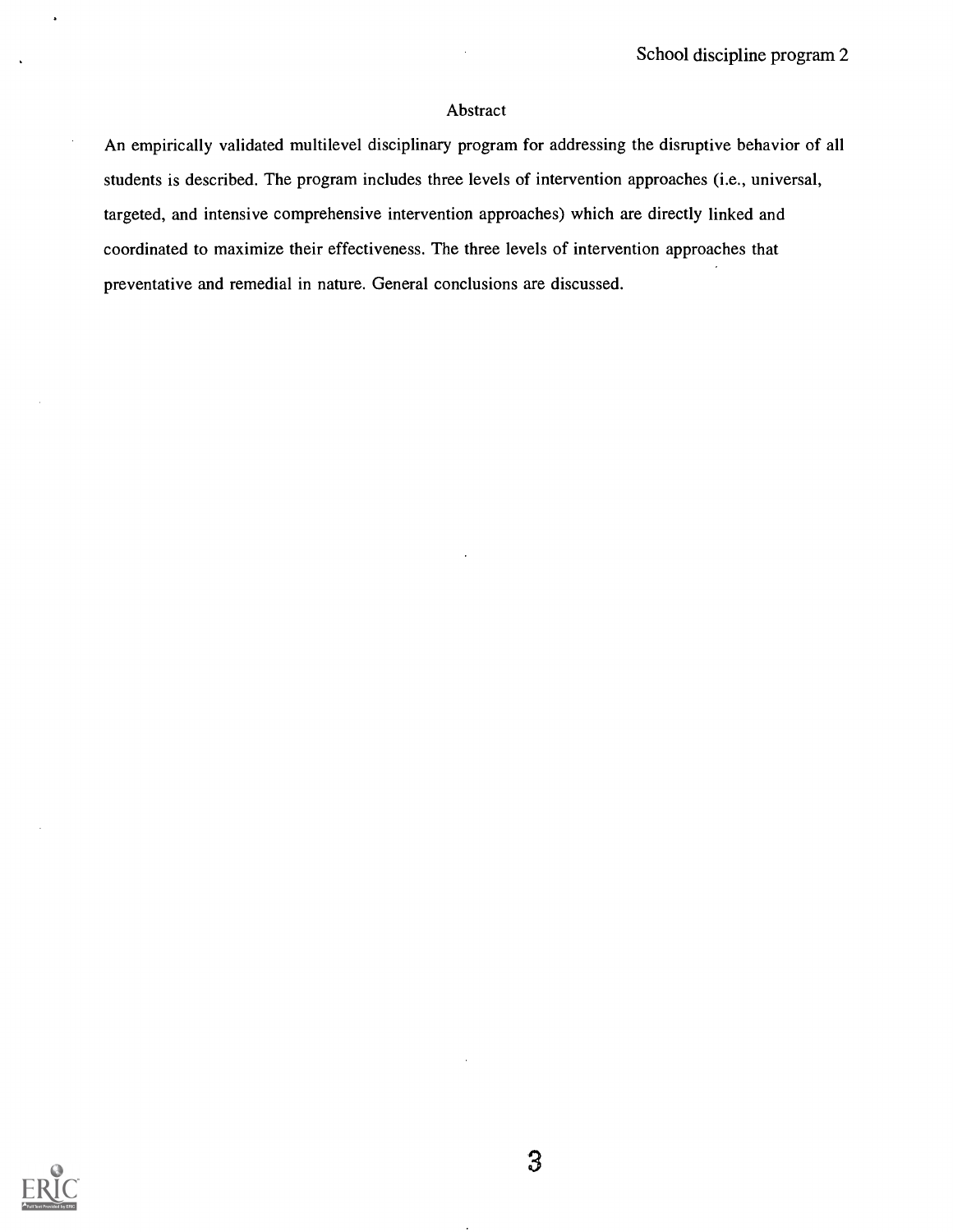## Abstract

An empirically validated multilevel disciplinary program for addressing the disruptive behavior of all students is described. The program includes three levels of intervention approaches (i.e., universal, targeted, and intensive comprehensive intervention approaches) which are directly linked and coordinated to maximize their effectiveness. The three levels of intervention approaches that preventative and remedial in nature. General conclusions are discussed.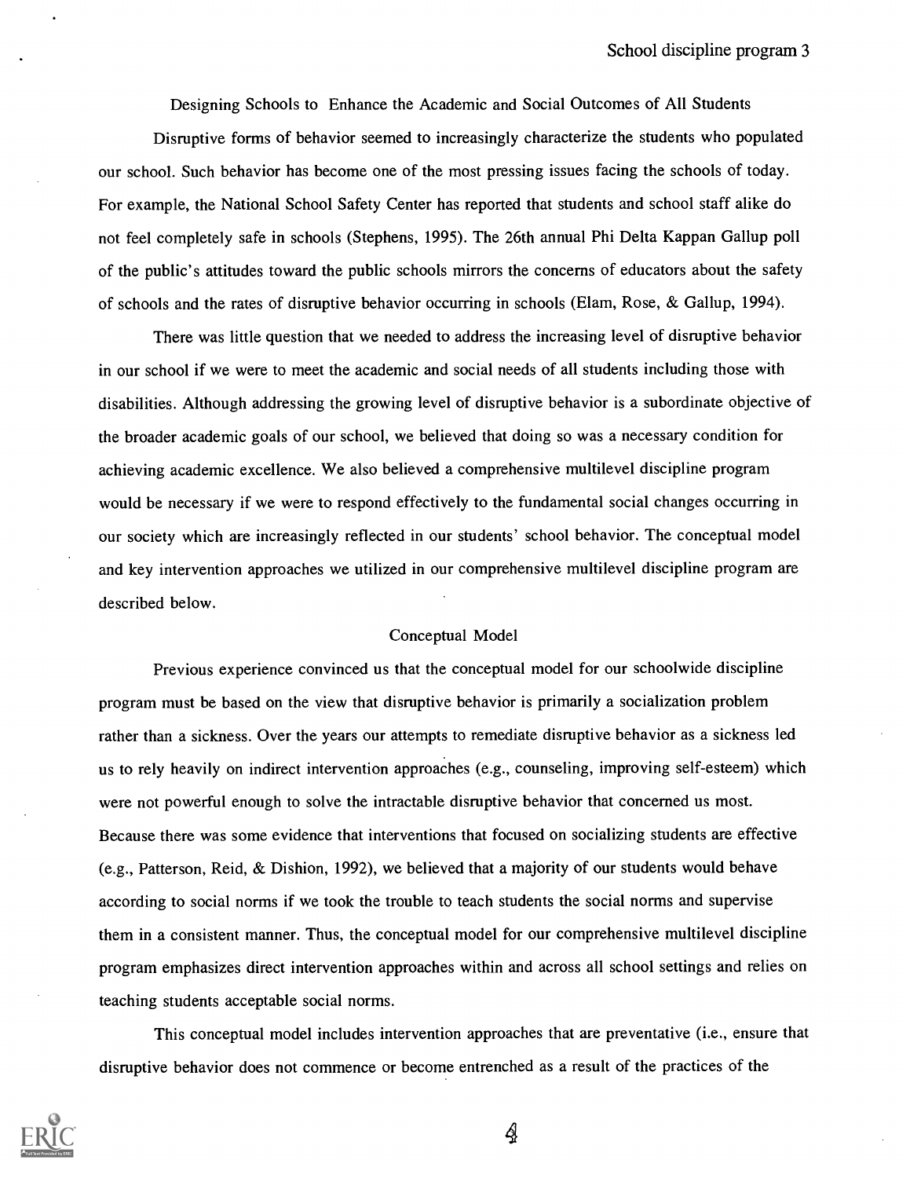## Designing Schools to Enhance the Academic and Social Outcomes of All Students

Disruptive forms of behavior seemed to increasingly characterize the students who populated our school. Such behavior has become one of the most pressing issues facing the schools of today. For example, the National School Safety Center has reported that students and school staff alike do not feel completely safe in schools (Stephens, 1995). The 26th annual Phi Delta Kappan Gallup poll of the public's attitudes toward the public schools mirrors the concerns of educators about the safety of schools and the rates of disruptive behavior occurring in schools (Elam, Rose, & Gallup, 1994).

There was little question that we needed to address the increasing level of disruptive behavior in our school if we were to meet the academic and social needs of all students including those with disabilities. Although addressing the growing level of disruptive behavior is a subordinate objective of the broader academic goals of our school, we believed that doing so was a necessary condition for achieving academic excellence. We also believed a comprehensive multilevel discipline program would be necessary if we were to respond effectively to the fundamental social changes occurring in our society which are increasingly reflected in our students' school behavior. The conceptual model and key intervention approaches we utilized in our comprehensive multilevel discipline program are described below.

### Conceptual Model

Previous experience convinced us that the conceptual model for our schoolwide discipline program must be based on the view that disruptive behavior is primarily a socialization problem rather than a sickness. Over the years our attempts to remediate disruptive behavior as a sickness led us to rely heavily on indirect intervention approaches (e.g., counseling, improving self-esteem) which were not powerful enough to solve the intractable disruptive behavior that concerned us most. Because there was some evidence that interventions that focused on socializing students are effective (e.g., Patterson, Reid, & Dishion, 1992), we believed that a majority of our students would behave according to social norms if we took the trouble to teach students the social norms and supervise them in a consistent manner. Thus, the conceptual model for our comprehensive multilevel discipline program emphasizes direct intervention approaches within and across all school settings and relies on teaching students acceptable social norms.

This conceptual model includes intervention approaches that are preventative (i.e., ensure that disruptive behavior does not commence or become entrenched as a result of the practices of the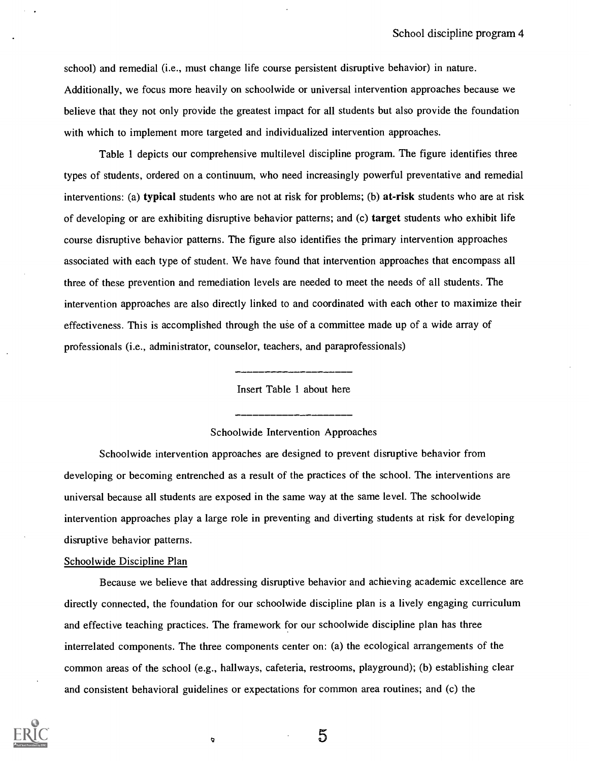school) and remedial (i.e., must change life course persistent disruptive behavior) in nature. Additionally, we focus more heavily on schoolwide or universal intervention approaches because we believe that they not only provide the greatest impact for all students but also provide the foundation with which to implement more targeted and individualized intervention approaches.

Table 1 depicts our comprehensive multilevel discipline program. The figure identifies three types of students, ordered on a continuum, who need increasingly powerful preventative and remedial interventions: (a) **typical** students who are not at risk for problems; (b) **at-risk** students who are at risk of developing or are exhibiting disruptive behavior patterns; and (c) **target** students who exhibit life course disruptive behavior patterns. The figure also identifies the primary intervention approaches associated with each type of student. We have found that intervention approaches that encompass all three of these prevention and remediation levels are needed to meet the needs of all students. The intervention approaches are also directly linked to and coordinated with each other to maximize their effectiveness. This is accomplished through the use of a committee made up of a wide array of professionals (i.e., administrator, counselor, teachers, and paraprofessionals)

---

Insert Table 1 about here

---

## Schoolwide Intervention Approaches

Schoolwide intervention approaches are designed to prevent disruptive behavior from developing or becoming entrenched as a result of the practices of the school. The interventions are universal because all students are exposed in the same way at the same level. The schoolwide intervention approaches play a large role in preventing and diverting students at risk for developing disruptive behavior patterns.

### Schoolwide Discipline Plan

Because we believe that addressing disruptive behavior and achieving academic excellence are directly connected, the foundation for our schoolwide discipline plan is a lively engaging curriculum and effective teaching practices. The framework for our schoolwide discipline plan has three interrelated components. The three components center on: (a) the ecological arrangements of the common areas of the school (e.g., hallways, cafeteria, restrooms, playground); (b) establishing clear and consistent behavioral guidelines or expectations for common area routines; and (c) the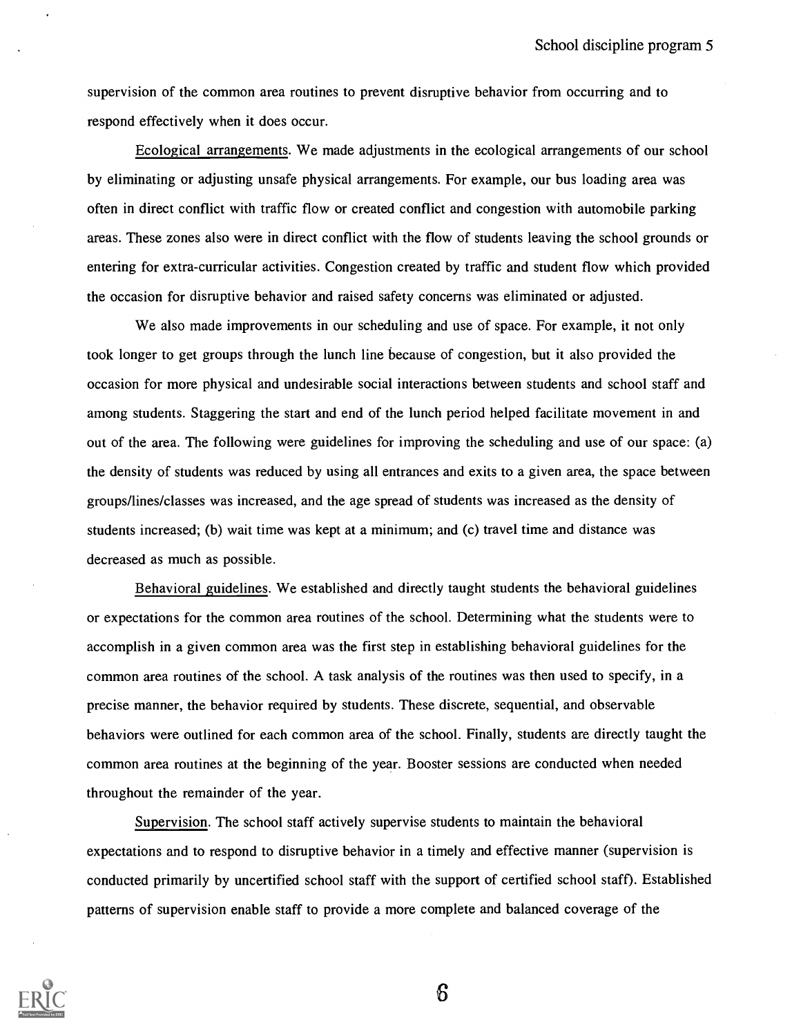supervision of the common area routines to prevent disruptive behavior from occurring and to respond effectively when it does occur.

Ecological arrangements. We made adjustments in the ecological arrangements of our school by eliminating or adjusting unsafe physical arrangements. For example, our bus loading area was often in direct conflict with traffic flow or created conflict and congestion with automobile parking areas. These zones also were in direct conflict with the flow of students leaving the school grounds or entering for extra-curricular activities. Congestion created by traffic and student flow which provided the occasion for disruptive behavior and raised safety concerns was eliminated or adjusted.

We also made improvements in our scheduling and use of space. For example, it not only took longer to get groups through the lunch line because of congestion, but it also provided the occasion for more physical and undesirable social interactions between students and school staff and among students. Staggering the start and end of the lunch period helped facilitate movement in and out of the area. The following were guidelines for improving the scheduling and use of our space: (a) the density of students was reduced by using all entrances and exits to a given area, the space between groups/lines/classes was increased, and the age spread of students was increased as the density of students increased; (b) wait time was kept at a minimum; and (c) travel time and distance was decreased as much as possible.

Behavioral guidelines. We established and directly taught students the behavioral guidelines or expectations for the common area routines of the school. Determining what the students were to accomplish in a given common area was the first step in establishing behavioral guidelines for the common area routines of the school. A task analysis of the routines was then used to specify, in a precise manner, the behavior required by students. These discrete, sequential, and observable behaviors were outlined for each common area of the school. Finally, students are directly taught the common area routines at the beginning of the year. Booster sessions are conducted when needed throughout the remainder of the year.

Supervision. The school staff actively supervise students to maintain the behavioral expectations and to respond to disruptive behavior in a timely and effective manner (supervision is conducted primarily by uncertified school staff with the support of certified school staff). Established patterns of supervision enable staff to provide a more complete and balanced coverage of the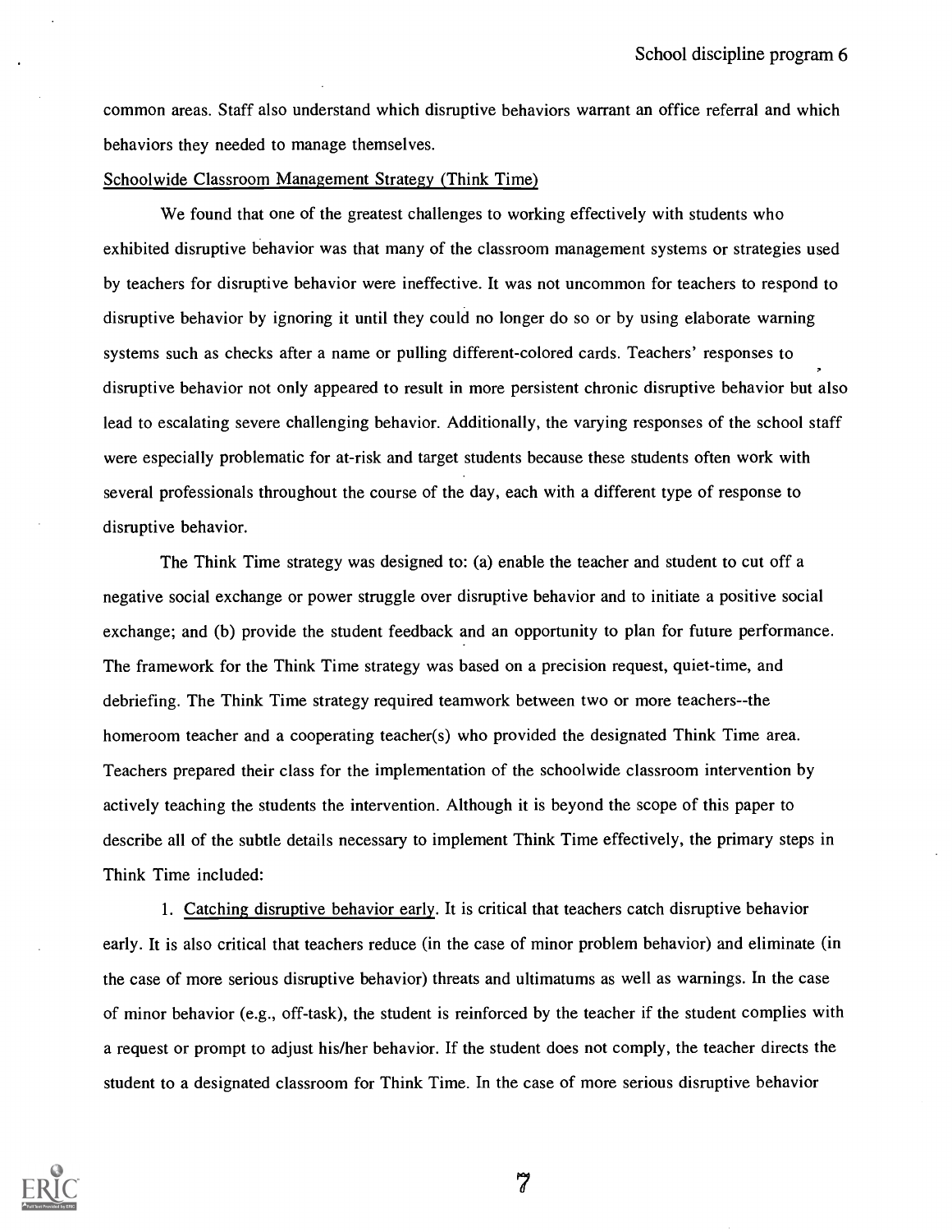common areas. Staff also understand which disruptive behaviors warrant an office referral and which behaviors they needed to manage themselves.

Schoolwide Classroom Management Strategy (Think Time)

We found that one of the greatest challenges to working effectively with students who exhibited disruptive behavior was that many of the classroom management systems or strategies used by teachers for disruptive behavior were ineffective. It was not uncommon for teachers to respond to disruptive behavior by ignoring it until they could no longer do so or by using elaborate warning systems such as checks after a name or pulling different-colored cards. Teachers' responses to disruptive behavior not only appeared to result in more persistent chronic disruptive behavior but also lead to escalating severe challenging behavior. Additionally, the varying responses of the school staff were especially problematic for at-risk and target students because these students often work with several professionals throughout the course of the day, each with a different type of response to disruptive behavior.

The Think Time strategy was designed to: (a) enable the teacher and student to cut off a negative social exchange or power struggle over disruptive behavior and to initiate a positive social exchange; and (b) provide the student feedback and an opportunity to plan for future performance. The framework for the Think Time strategy was based on a precision request, quiet-time, and debriefing. The Think Time strategy required teamwork between two or more teachers--the homeroom teacher and a cooperating teacher(s) who provided the designated Think Time area. Teachers prepared their class for the implementation of the schoolwide classroom intervention by actively teaching the students the intervention. Although it is beyond the scope of this paper to describe all of the subtle details necessary to implement Think Time effectively, the primary steps in Think Time included:

1. Catching disruptive behavior early. It is critical that teachers catch disruptive behavior early. It is also critical that teachers reduce (in the case of minor problem behavior) and eliminate (in the case of more serious disruptive behavior) threats and ultimatums as well as warnings. In the case of minor behavior (e.g., off-task), the student is reinforced by the teacher if the student complies with a request or prompt to adjust his/her behavior. If the student does not comply, the teacher directs the student to a designated classroom for Think Time. In the case of more serious disruptive behavior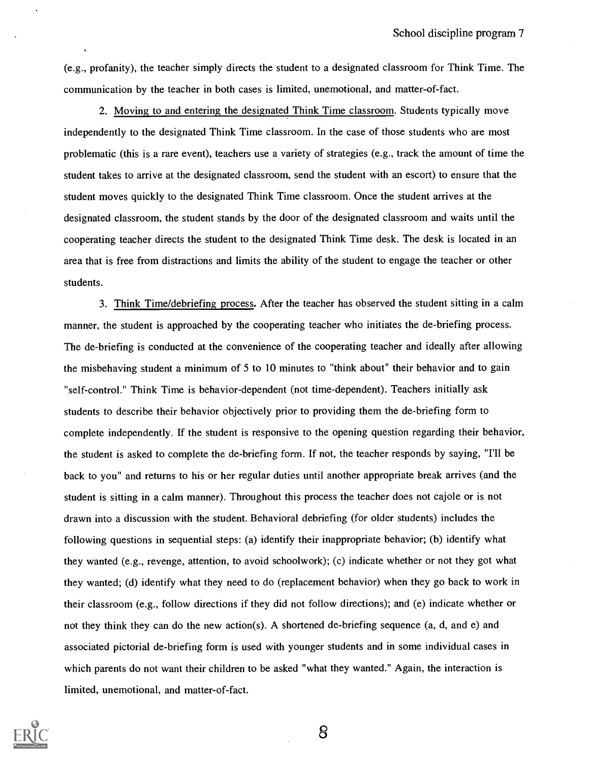(e.g., profanity), the teacher simply directs the student to a designated classroom for Think Time. The communication by the teacher in both cases is limited, unemotional, and matter-of-fact.

2. Moving to and entering the designated Think Time classroom. Students typically move independently to the designated Think Time classroom. In the case of those students who are most problematic (this is a rare event), teachers use a variety of strategies (e.g., track the amount of time the student takes to arrive at the designated classroom, send the student with an escort) to ensure that the student moves quickly to the designated Think Time classroom. Once the student arrives at the designated classroom, the student stands by the door of the designated classroom and waits until the cooperating teacher directs the student to the designated Think Time desk. The desk is located in an area that is free from distractions and limits the ability of the student to engage the teacher or other students.

3. Think Time/debriefing process. After the teacher has observed the student sitting in a calm manner, the student is approached by the cooperating teacher who initiates the de-briefing process. The de-briefing is conducted at the convenience of the cooperating teacher and ideally after allowing the misbehaving student a minimum of 5 to 10 minutes to "think about" their behavior and to gain "self-control." Think Time is behavior-dependent (not time-dependent). Teachers initially ask students to describe their behavior objectively prior to providing them the de-briefing form to complete independently. If the student is responsive to the opening question regarding their behavior, the student is asked to complete the de-briefing form. If not, the teacher responds by saying, "I'll be back to you" and returns to his or her regular duties until another appropriate break arrives (and the student is sitting in a calm manner). Throughout this process the teacher does not cajole or is not drawn into a discussion with the student. Behavioral debriefing (for older students) includes the following questions in sequential steps: (a) identify their inappropriate behavior; (b) identify what they wanted (e.g., revenge, attention, to avoid schoolwork); (c) indicate whether or not they got what they wanted; (d) identify what they need to do (replacement behavior) when they go back to work in their classroom (e.g., follow directions if they did not follow directions); and (e) indicate whether or not they think they can do the new action(s). A shortened de-briefing sequence (a, d, and e) and associated pictorial de-briefing form is used with younger students and in some individual cases in which parents do not want their children to be asked "what they wanted." Again, the interaction is limited, unemotional, and matter-of-fact.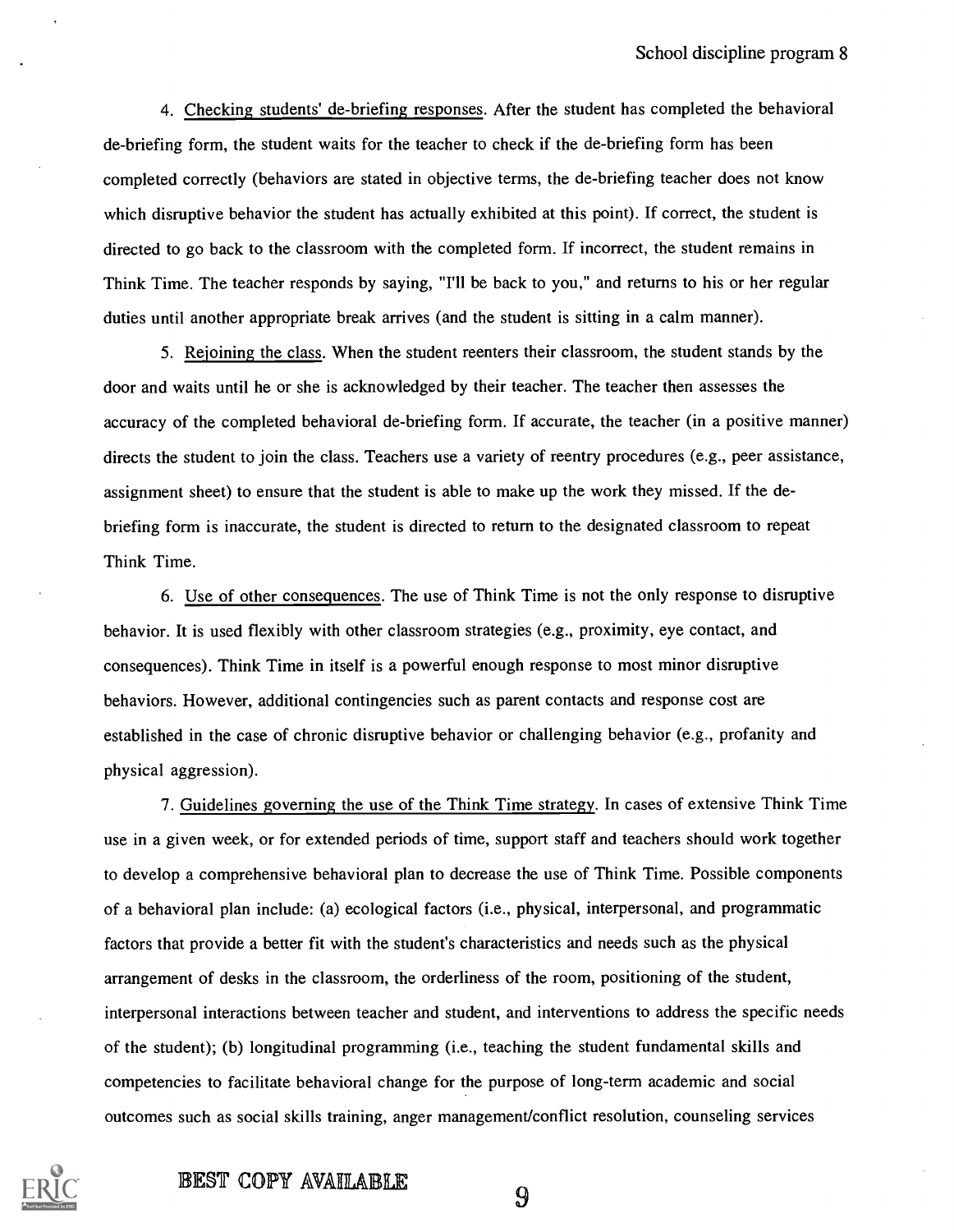4. Checking students' de-briefing responses. After the student has completed the behavioral de-briefing form, the student waits for the teacher to check if the de-briefing form has been completed correctly (behaviors are stated in objective terms, the de-briefing teacher does not know which disruptive behavior the student has actually exhibited at this point). If correct, the student is directed to go back to the classroom with the completed form. If incorrect, the student remains in Think Time. The teacher responds by saying, "I'll be back to you," and returns to his or her regular duties until another appropriate break arrives (and the student is sitting in a calm manner).

5. Rejoining the class. When the student reenters their classroom, the student stands by the door and waits until he or she is acknowledged by their teacher. The teacher then assesses the accuracy of the completed behavioral de-briefing form. If accurate, the teacher (in a positive manner) directs the student to join the class. Teachers use a variety of reentry procedures (e.g., peer assistance, assignment sheet) to ensure that the student is able to make up the work they missed. If the de-briefing form is inaccurate, the student is directed to return to the designated classroom to repeat Think Time.

6. Use of other consequences. The use of Think Time is not the only response to disruptive behavior. It is used flexibly with other classroom strategies (e.g., proximity, eye contact, and consequences). Think Time in itself is a powerful enough response to most minor disruptive behaviors. However, additional contingencies such as parent contacts and response cost are established in the case of chronic disruptive behavior or challenging behavior (e.g., profanity and physical aggression).

7. Guidelines governing the use of the Think Time strategy. In cases of extensive Think Time use in a given week, or for extended periods of time, support staff and teachers should work together to develop a comprehensive behavioral plan to decrease the use of Think Time. Possible components of a behavioral plan include: (a) ecological factors (i.e., physical, interpersonal, and programmatic factors that provide a better fit with the student's characteristics and needs such as the physical arrangement of desks in the classroom, the orderliness of the room, positioning of the student, interpersonal interactions between teacher and student, and interventions to address the specific needs of the student); (b) longitudinal programming (i.e., teaching the student fundamental skills and competencies to facilitate behavioral change for the purpose of long-term academic and social outcomes such as social skills training, anger management/conflict resolution, counseling services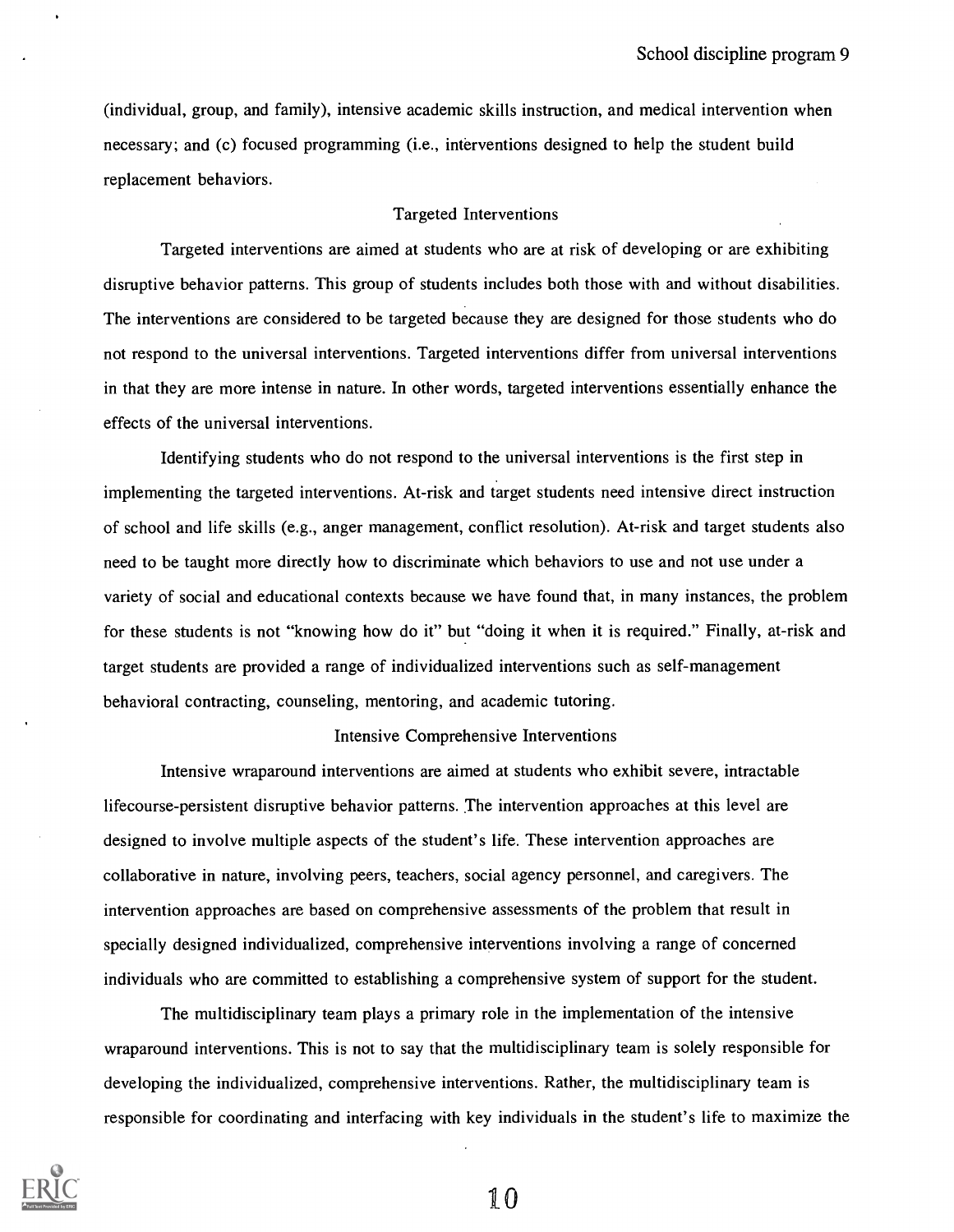(individual, group, and family), intensive academic skills instruction, and medical intervention when necessary; and (c) focused programming (i.e., interventions designed to help the student build replacement behaviors.

## Targeted Interventions

Targeted interventions are aimed at students who are at risk of developing or are exhibiting disruptive behavior patterns. This group of students includes both those with and without disabilities. The interventions are considered to be targeted because they are designed for those students who do not respond to the universal interventions. Targeted interventions differ from universal interventions in that they are more intense in nature. In other words, targeted interventions essentially enhance the effects of the universal interventions.

Identifying students who do not respond to the universal interventions is the first step in implementing the targeted interventions. At-risk and target students need intensive direct instruction of school and life skills (e.g., anger management, conflict resolution). At-risk and target students also need to be taught more directly how to discriminate which behaviors to use and not use under a variety of social and educational contexts because we have found that, in many instances, the problem for these students is not "knowing how do it" but "doing it when it is required." Finally, at-risk and target students are provided a range of individualized interventions such as self-management behavioral contracting, counseling, mentoring, and academic tutoring.

## Intensive Comprehensive Interventions

Intensive wraparound interventions are aimed at students who exhibit severe, intractable lifecourse-persistent disruptive behavior patterns. The intervention approaches at this level are designed to involve multiple aspects of the student's life. These intervention approaches are collaborative in nature, involving peers, teachers, social agency personnel, and caregivers. The intervention approaches are based on comprehensive assessments of the problem that result in specially designed individualized, comprehensive interventions involving a range of concerned individuals who are committed to establishing a comprehensive system of support for the student.

The multidisciplinary team plays a primary role in the implementation of the intensive wraparound interventions. This is not to say that the multidisciplinary team is solely responsible for developing the individualized, comprehensive interventions. Rather, the multidisciplinary team is responsible for coordinating and interfacing with key individuals in the student's life to maximize the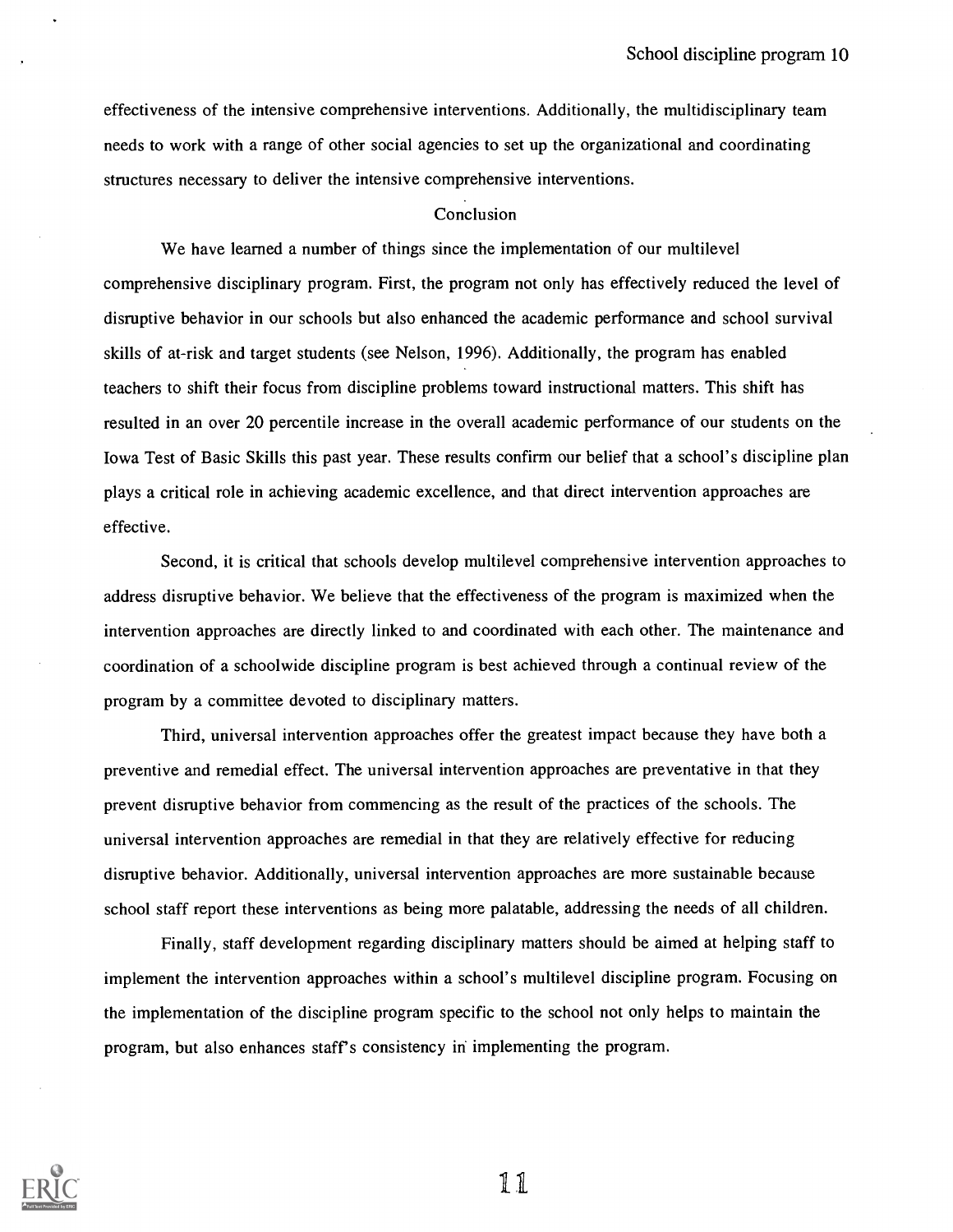effectiveness of the intensive comprehensive interventions. Additionally, the multidisciplinary team needs to work with a range of other social agencies to set up the organizational and coordinating structures necessary to deliver the intensive comprehensive interventions.

## Conclusion

We have learned a number of things since the implementation of our multilevel comprehensive disciplinary program. First, the program not only has effectively reduced the level of disruptive behavior in our schools but also enhanced the academic performance and school survival skills of at-risk and target students (see Nelson, 1996). Additionally, the program has enabled teachers to shift their focus from discipline problems toward instructional matters. This shift has resulted in an over 20 percentile increase in the overall academic performance of our students on the Iowa Test of Basic Skills this past year. These results confirm our belief that a school's discipline plan plays a critical role in achieving academic excellence, and that direct intervention approaches are effective.

Second, it is critical that schools develop multilevel comprehensive intervention approaches to address disruptive behavior. We believe that the effectiveness of the program is maximized when the intervention approaches are directly linked to and coordinated with each other. The maintenance and coordination of a schoolwide discipline program is best achieved through a continual review of the program by a committee devoted to disciplinary matters.

Third, universal intervention approaches offer the greatest impact because they have both a preventive and remedial effect. The universal intervention approaches are preventative in that they prevent disruptive behavior from commencing as the result of the practices of the schools. The universal intervention approaches are remedial in that they are relatively effective for reducing disruptive behavior. Additionally, universal intervention approaches are more sustainable because school staff report these interventions as being more palatable, addressing the needs of all children.

Finally, staff development regarding disciplinary matters should be aimed at helping staff to implement the intervention approaches within a school's multilevel discipline program. Focusing on the implementation of the discipline program specific to the school not only helps to maintain the program, but also enhances staff's consistency in implementing the program.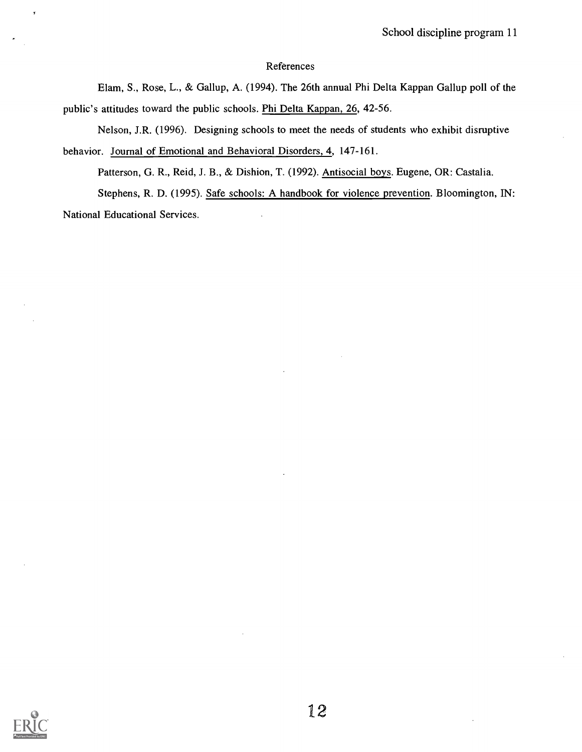## References

Elam, S., Rose, L., & Gallup, A. (1994). The 26th annual Phi Delta Kappan Gallup poll of the public's attitudes toward the public schools. Phi Delta Kappan, 26, 42-56.

Nelson, J.R. (1996). Designing schools to meet the needs of students who exhibit disruptive behavior. Journal of Emotional and Behavioral Disorders, 4, 147-161.

Patterson, G. R., Reid, J. B., & Dishion, T. (1992). Antisocial boys. Eugene, OR: Castalia.

Stephens, R. D. (1995). Safe schools: A handbook for violence prevention. Bloomington, IN: National Educational Services.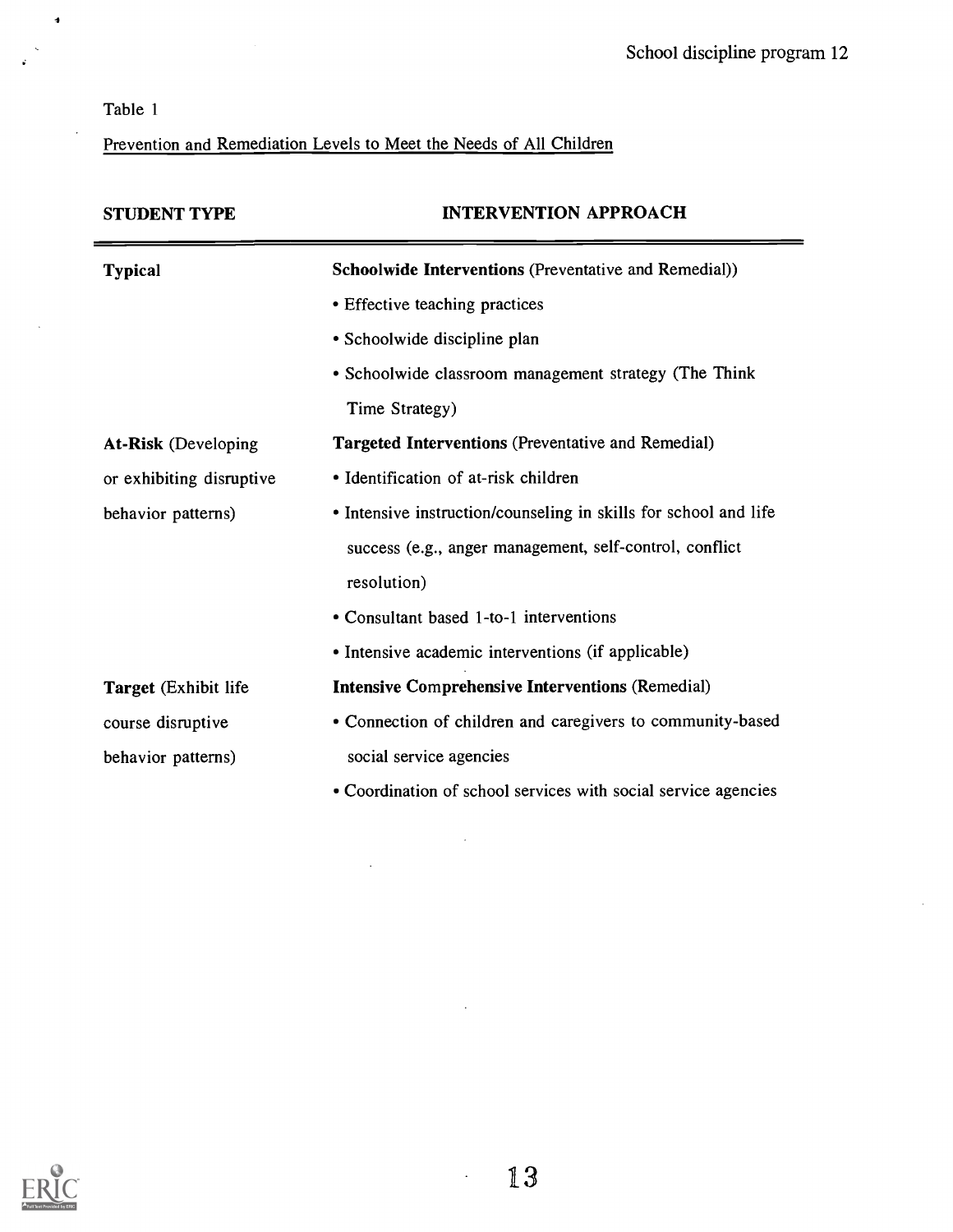Table 1

Prevention and Remediation Levels to Meet the Needs of All Children

| STUDENT TYPE | INTERVENTION APPROACH |
|---|---|
| **Typical** | **Schoolwide Interventions** (Preventative and Remedial))<br>• Effective teaching practices<br>• Schoolwide discipline plan<br>• Schoolwide classroom management strategy (The Think Time Strategy) |
| **At-Risk** (Developing or exhibiting disruptive behavior patterns) | **Targeted Interventions** (Preventative and Remedial)<br>• Identification of at-risk children<br>• Intensive instruction/counseling in skills for school and life success (e.g., anger management, self-control, conflict resolution)<br>• Consultant based 1-to-1 interventions<br>• Intensive academic interventions (if applicable) |
| **Target** (Exhibit life course disruptive behavior patterns) | **Intensive Comprehensive Interventions** (Remedial)<br>• Connection of children and caregivers to community-based social service agencies<br>• Coordination of school services with social service agencies |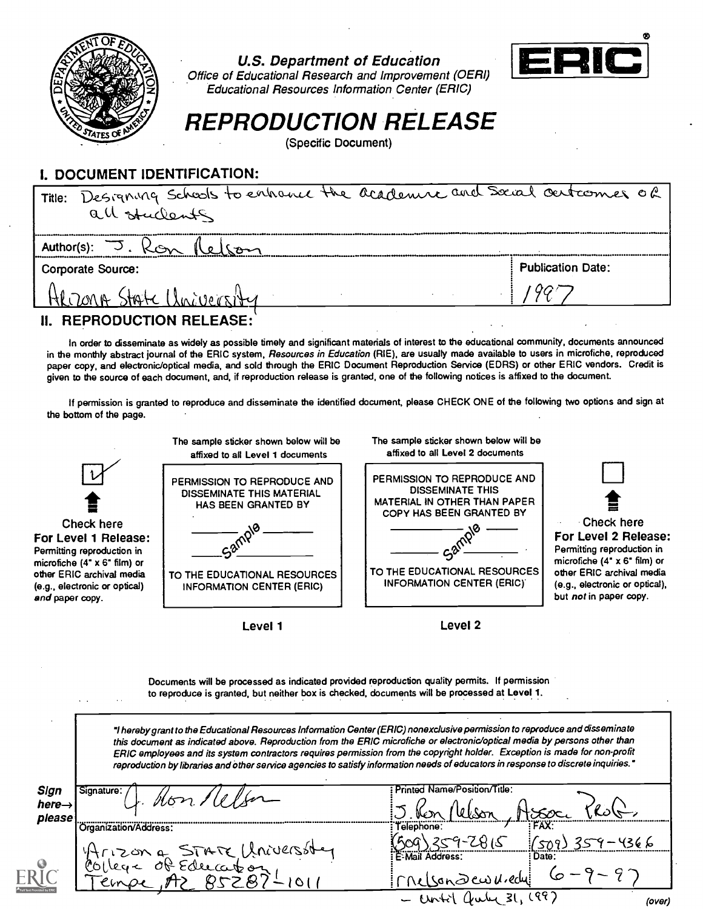U.S. Department of Education
Office of Educational Research and Improvement (OERI)
Educational Resources Information Center (ERIC)

ERIC®

# REPRODUCTION RELEASE

(Specific Document)

## I. DOCUMENT IDENTIFICATION:

Title: Designing Schools to enhance the academic and social outcomes of all students

Author(s): J. Ron Nelson

Corporate Source: Arizona State University

Publication Date: 1997

## II. REPRODUCTION RELEASE:

In order to disseminate as widely as possible timely and significant materials of interest to the educational community, documents announced in the monthly abstract journal of the ERIC system, *Resources in Education* (RIE), are usually made available to users in microfiche, reproduced paper copy, and electronic/optical media, and sold through the ERIC Document Reproduction Service (EDRS) or other ERIC vendors. Credit is given to the source of each document, and, if reproduction release is granted, one of the following notices is affixed to the document.

If permission is granted to reproduce and disseminate the identified document, please CHECK ONE of the following two options and sign at the bottom of the page.

| Level 1 | | Level 2 | |
|---|---|---|---|
| [✓] **Check here For Level 1 Release:** Permitting reproduction in microfiche (4" x 6" film) or other ERIC archival media (e.g., electronic or optical) *and* paper copy. | The sample sticker shown below will be affixed to all Level 1 documents<br><br>PERMISSION TO REPRODUCE AND DISSEMINATE THIS MATERIAL HAS BEEN GRANTED BY<br>Sample<br>TO THE EDUCATIONAL RESOURCES INFORMATION CENTER (ERIC) | The sample sticker shown below will be affixed to all Level 2 documents<br><br>PERMISSION TO REPRODUCE AND DISSEMINATE THIS MATERIAL IN OTHER THAN PAPER COPY HAS BEEN GRANTED BY<br>Sample<br>TO THE EDUCATIONAL RESOURCES INFORMATION CENTER (ERIC) | [ ] **Check here For Level 2 Release:** Permitting reproduction in microfiche (4" x 6" film) or other ERIC archival media (e.g., electronic or optical), but *not* in paper copy. |

Documents will be processed as indicated provided reproduction quality permits. If permission to reproduce is granted, but neither box is checked, documents will be processed at Level 1.

*"I hereby grant to the Educational Resources Information Center (ERIC) nonexclusive permission to reproduce and disseminate this document as indicated above. Reproduction from the ERIC microfiche or electronic/optical media by persons other than ERIC employees and its system contractors requires permission from the copyright holder. Exception is made for non-profit reproduction by libraries and other service agencies to satisfy information needs of educators in response to discrete inquiries."*

**Sign here→ please**

Signature: J. Ron Nelson

Printed Name/Position/Title: J. Ron Nelson, Assoc. Prof.

Organization/Address: Arizona State University, College of Education, Tempe, AZ 85287-1011

Telephone: (509) 359-2815

FAX: (509) 359-4366

E-Mail Address: rnelson@ewu.edu – until July 31, 1997

Date: 6-9-97

(over)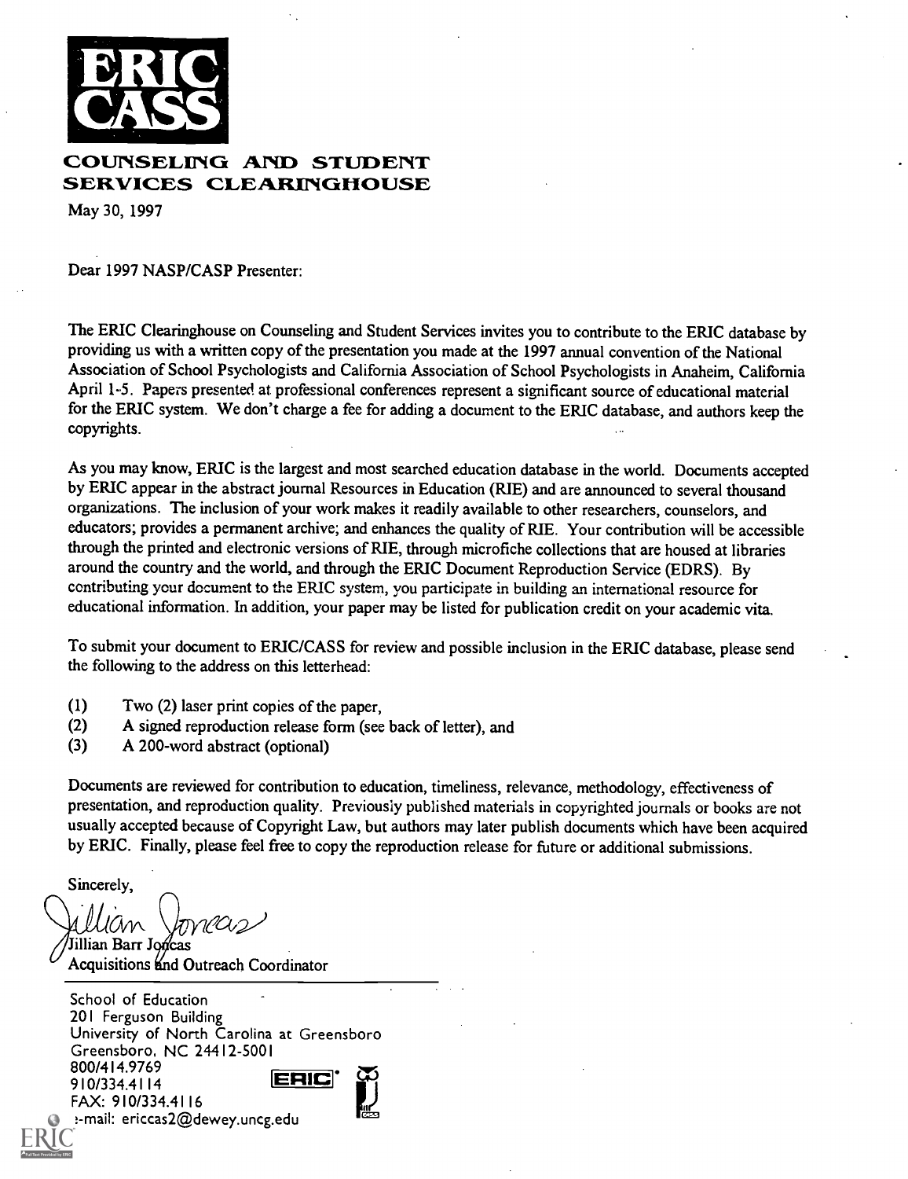# ERIC CASS

## COUNSELING AND STUDENT SERVICES CLEARINGHOUSE

May 30, 1997

Dear 1997 NASP/CASP Presenter:

The ERIC Clearinghouse on Counseling and Student Services invites you to contribute to the ERIC database by providing us with a written copy of the presentation you made at the 1997 annual convention of the National Association of School Psychologists and California Association of School Psychologists in Anaheim, California April 1-5. Papers presented at professional conferences represent a significant source of educational material for the ERIC system. We don't charge a fee for adding a document to the ERIC database, and authors keep the copyrights.

As you may know, ERIC is the largest and most searched education database in the world. Documents accepted by ERIC appear in the abstract journal Resources in Education (RIE) and are announced to several thousand organizations. The inclusion of your work makes it readily available to other researchers, counselors, and educators; provides a permanent archive; and enhances the quality of RIE. Your contribution will be accessible through the printed and electronic versions of RIE, through microfiche collections that are housed at libraries around the country and the world, and through the ERIC Document Reproduction Service (EDRS). By contributing your document to the ERIC system, you participate in building an international resource for educational information. In addition, your paper may be listed for publication credit on your academic vita.

To submit your document to ERIC/CASS for review and possible inclusion in the ERIC database, please send the following to the address on this letterhead:

(1) Two (2) laser print copies of the paper,
(2) A signed reproduction release form (see back of letter), and
(3) A 200-word abstract (optional)

Documents are reviewed for contribution to education, timeliness, relevance, methodology, effectiveness of presentation, and reproduction quality. Previously published materials in copyrighted journals or books are not usually accepted because of Copyright Law, but authors may later publish documents which have been acquired by ERIC. Finally, please feel free to copy the reproduction release for future or additional submissions.

Sincerely,

Jillian Barr Joncas
Acquisitions and Outreach Coordinator

School of Education
201 Ferguson Building
University of North Carolina at Greensboro
Greensboro, NC 24412-5001
800/414.9769
910/334.4114
FAX: 910/334.4116
e-mail: ericcas2@dewey.uncg.edu